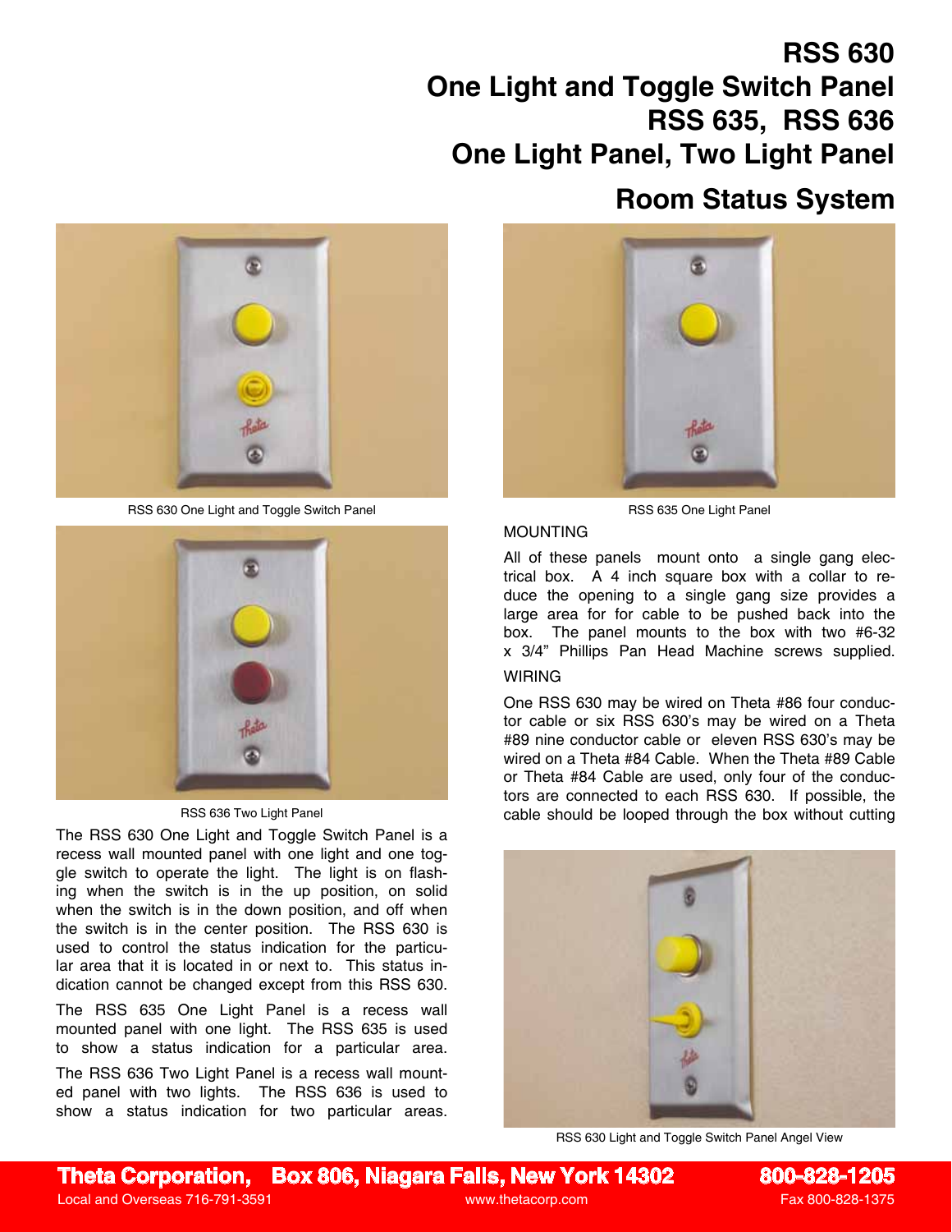# RSS 630
# One Light and Toggle Switch Panel
# RSS 635, RSS 636
# One Light Panel, Two Light Panel

## Room Status System

RSS 630 One Light and Toggle Switch Panel

RSS 635 One Light Panel

RSS 636 Two Light Panel

The RSS 630 One Light and Toggle Switch Panel is a recess wall mounted panel with one light and one toggle switch to operate the light. The light is on flashing when the switch is in the up position, on solid when the switch is in the down position, and off when the switch is in the center position. The RSS 630 is used to control the status indication for the particular area that it is located in or next to. This status indication cannot be changed except from this RSS 630.

The RSS 635 One Light Panel is a recess wall mounted panel with one light. The RSS 635 is used to show a status indication for a particular area.

The RSS 636 Two Light Panel is a recess wall mounted panel with two lights. The RSS 636 is used to show a status indication for two particular areas.

### MOUNTING

All of these panels mount onto a single gang electrical box. A 4 inch square box with a collar to reduce the opening to a single gang size provides a large area for for cable to be pushed back into the box. The panel mounts to the box with two #6-32 x 3/4" Phillips Pan Head Machine screws supplied.

### WIRING

One RSS 630 may be wired on Theta #86 four conductor cable or six RSS 630's may be wired on a Theta #89 nine conductor cable or eleven RSS 630's may be wired on a Theta #84 Cable. When the Theta #89 Cable or Theta #84 Cable are used, only four of the conductors are connected to each RSS 630. If possible, the cable should be looped through the box without cutting

RSS 630 Light and Toggle Switch Panel Angel View

**Theta Corporation, Box 806, Niagara Falls, New York 14302** **800-828-1205**

Local and Overseas 716-791-3591 www.thetacorp.com Fax 800-828-1375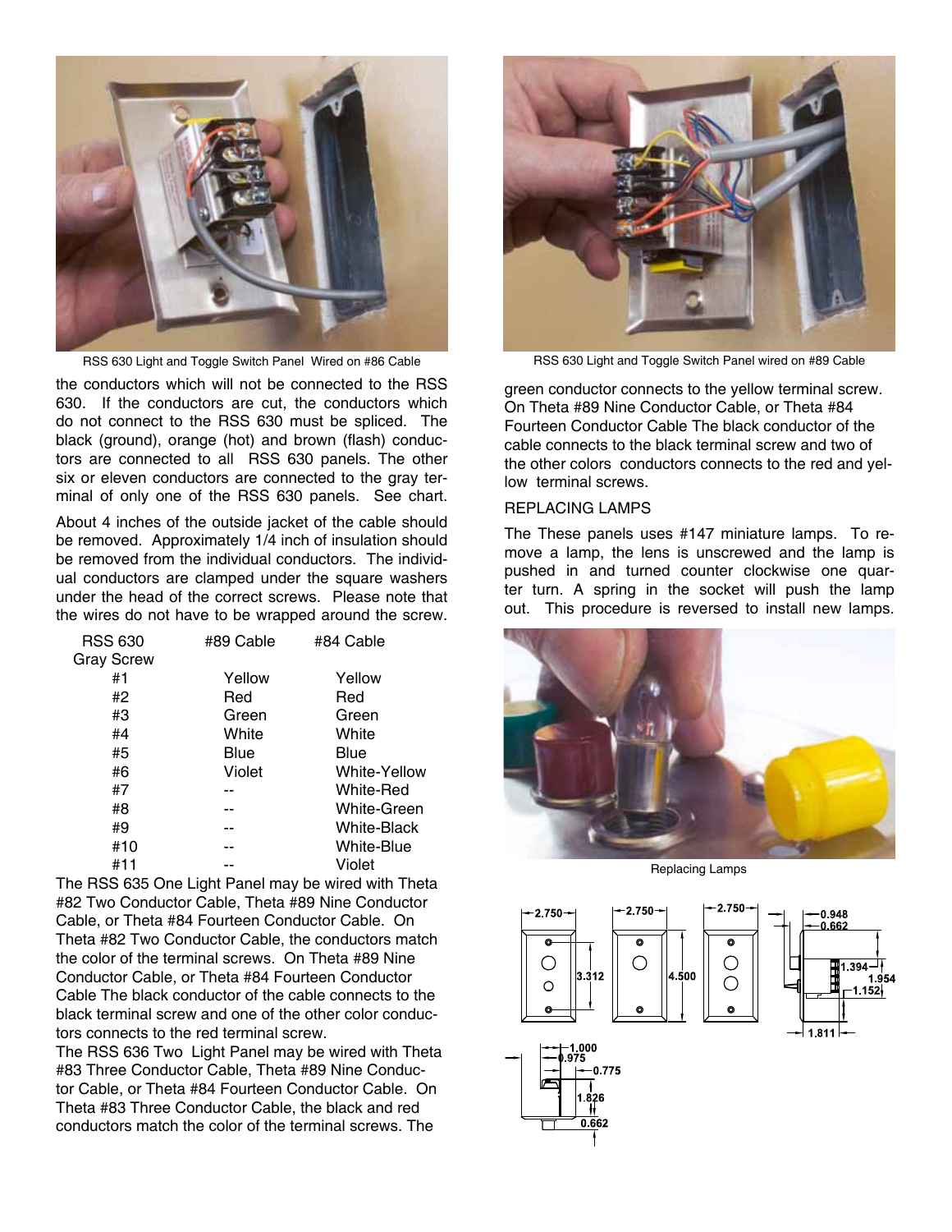RSS 630 Light and Toggle Switch Panel Wired on #86 Cable

RSS 630 Light and Toggle Switch Panel wired on #89 Cable

the conductors which will not be connected to the RSS 630. If the conductors are cut, the conductors which do not connect to the RSS 630 must be spliced. The black (ground), orange (hot) and brown (flash) conductors are connected to all RSS 630 panels. The other six or eleven conductors are connected to the gray terminal of only one of the RSS 630 panels. See chart.

About 4 inches of the outside jacket of the cable should be removed. Approximately 1/4 inch of insulation should be removed from the individual conductors. The individual conductors are clamped under the square washers under the head of the correct screws. Please note that the wires do not have to be wrapped around the screw.

| RSS 630 Gray Screw | #89 Cable | #84 Cable |
|---|---|---|
| #1 | Yellow | Yellow |
| #2 | Red | Red |
| #3 | Green | Green |
| #4 | White | White |
| #5 | Blue | Blue |
| #6 | Violet | White-Yellow |
| #7 | -- | White-Red |
| #8 | -- | White-Green |
| #9 | -- | White-Black |
| #10 | -- | White-Blue |
| #11 | -- | Violet |

The RSS 635 One Light Panel may be wired with Theta #82 Two Conductor Cable, Theta #89 Nine Conductor Cable, or Theta #84 Fourteen Conductor Cable. On Theta #82 Two Conductor Cable, the conductors match the color of the terminal screws. On Theta #89 Nine Conductor Cable, or Theta #84 Fourteen Conductor Cable The black conductor of the cable connects to the black terminal screw and one of the other color conductors connects to the red terminal screw.

The RSS 636 Two Light Panel may be wired with Theta #83 Three Conductor Cable, Theta #89 Nine Conductor Cable, or Theta #84 Fourteen Conductor Cable. On Theta #83 Three Conductor Cable, the black and red conductors match the color of the terminal screws. The green conductor connects to the yellow terminal screw. On Theta #89 Nine Conductor Cable, or Theta #84 Fourteen Conductor Cable The black conductor of the cable connects to the black terminal screw and two of the other colors conductors connects to the red and yellow terminal screws.

## REPLACING LAMPS

The These panels uses #147 miniature lamps. To remove a lamp, the lens is unscrewed and the lamp is pushed in and turned counter clockwise one quarter turn. A spring in the socket will push the lamp out. This procedure is reversed to install new lamps.

Replacing Lamps

2.750
3.312
2.750
4.500
2.750
0.948
0.662
1.394
1.954
1.152
1.811
1.000
0.975
0.775
1.826
0.662